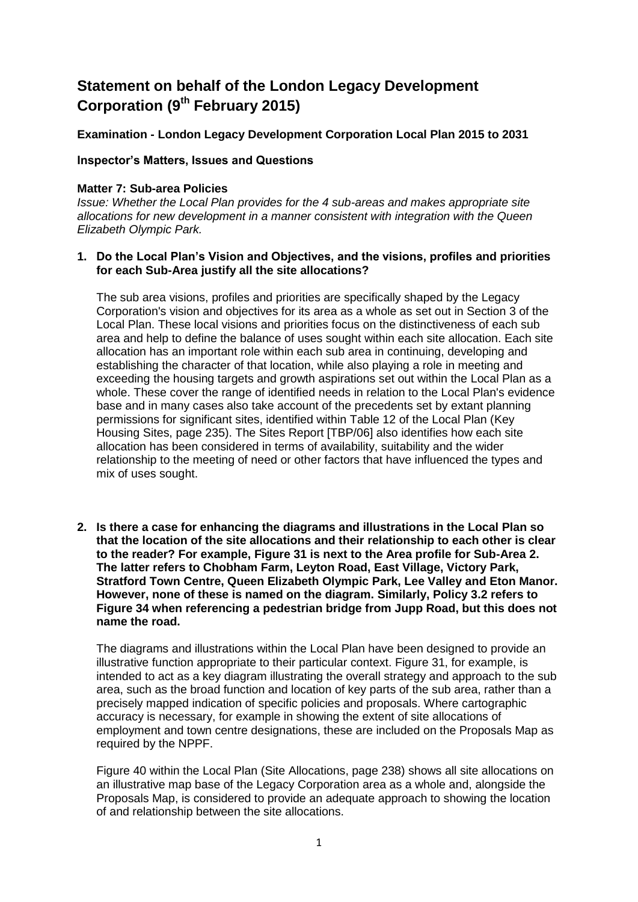# Statement on behalf of the London Legacy Development Corporation (9th February 2015)

**Examination - London Legacy Development Corporation Local Plan 2015 to 2031**

**Inspector's Matters, Issues and Questions**

**Matter 7: Sub-area Policies**

*Issue: Whether the Local Plan provides for the 4 sub-areas and makes appropriate site allocations for new development in a manner consistent with integration with the Queen Elizabeth Olympic Park.*

1. **Do the Local Plan's Vision and Objectives, and the visions, profiles and priorities for each Sub-Area justify all the site allocations?**

   The sub area visions, profiles and priorities are specifically shaped by the Legacy Corporation's vision and objectives for its area as a whole as set out in Section 3 of the Local Plan. These local visions and priorities focus on the distinctiveness of each sub area and help to define the balance of uses sought within each site allocation. Each site allocation has an important role within each sub area in continuing, developing and establishing the character of that location, while also playing a role in meeting and exceeding the housing targets and growth aspirations set out within the Local Plan as a whole. These cover the range of identified needs in relation to the Local Plan's evidence base and in many cases also take account of the precedents set by extant planning permissions for significant sites, identified within Table 12 of the Local Plan (Key Housing Sites, page 235). The Sites Report [TBP/06] also identifies how each site allocation has been considered in terms of availability, suitability and the wider relationship to the meeting of need or other factors that have influenced the types and mix of uses sought.

2. **Is there a case for enhancing the diagrams and illustrations in the Local Plan so that the location of the site allocations and their relationship to each other is clear to the reader? For example, Figure 31 is next to the Area profile for Sub-Area 2. The latter refers to Chobham Farm, Leyton Road, East Village, Victory Park, Stratford Town Centre, Queen Elizabeth Olympic Park, Lee Valley and Eton Manor. However, none of these is named on the diagram. Similarly, Policy 3.2 refers to Figure 34 when referencing a pedestrian bridge from Jupp Road, but this does not name the road.**

   The diagrams and illustrations within the Local Plan have been designed to provide an illustrative function appropriate to their particular context. Figure 31, for example, is intended to act as a key diagram illustrating the overall strategy and approach to the sub area, such as the broad function and location of key parts of the sub area, rather than a precisely mapped indication of specific policies and proposals. Where cartographic accuracy is necessary, for example in showing the extent of site allocations of employment and town centre designations, these are included on the Proposals Map as required by the NPPF.

   Figure 40 within the Local Plan (Site Allocations, page 238) shows all site allocations on an illustrative map base of the Legacy Corporation area as a whole and, alongside the Proposals Map, is considered to provide an adequate approach to showing the location of and relationship between the site allocations.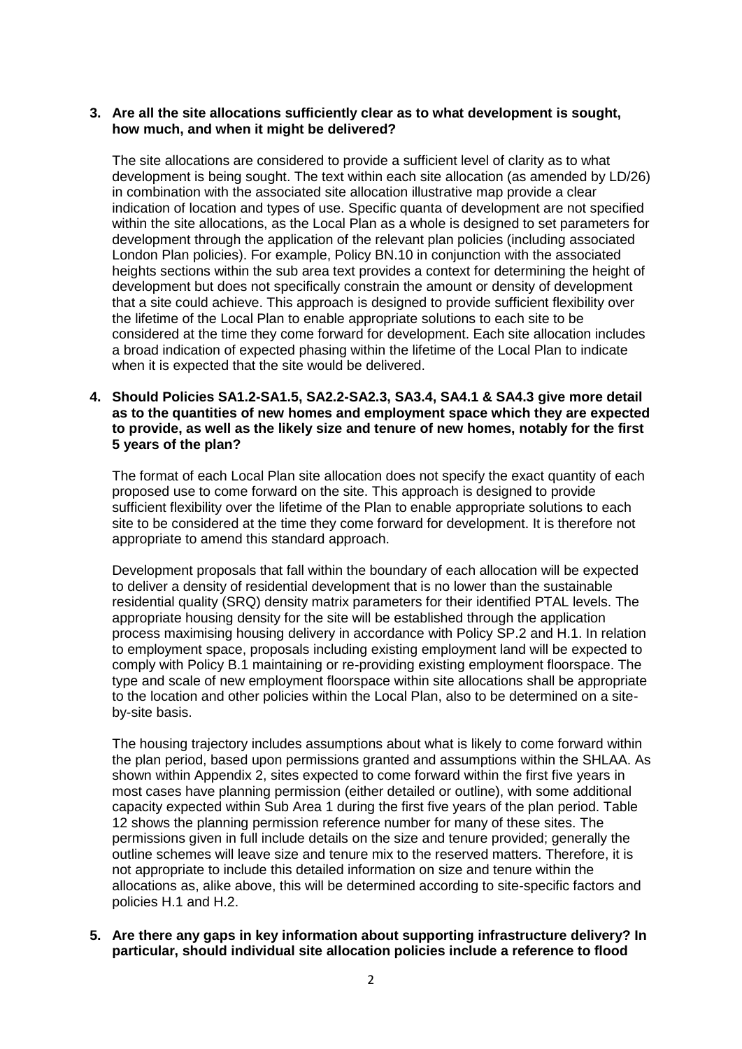**3. Are all the site allocations sufficiently clear as to what development is sought, how much, and when it might be delivered?**

The site allocations are considered to provide a sufficient level of clarity as to what development is being sought. The text within each site allocation (as amended by LD/26) in combination with the associated site allocation illustrative map provide a clear indication of location and types of use. Specific quanta of development are not specified within the site allocations, as the Local Plan as a whole is designed to set parameters for development through the application of the relevant plan policies (including associated London Plan policies). For example, Policy BN.10 in conjunction with the associated heights sections within the sub area text provides a context for determining the height of development but does not specifically constrain the amount or density of development that a site could achieve. This approach is designed to provide sufficient flexibility over the lifetime of the Local Plan to enable appropriate solutions to each site to be considered at the time they come forward for development. Each site allocation includes a broad indication of expected phasing within the lifetime of the Local Plan to indicate when it is expected that the site would be delivered.

**4. Should Policies SA1.2-SA1.5, SA2.2-SA2.3, SA3.4, SA4.1 & SA4.3 give more detail as to the quantities of new homes and employment space which they are expected to provide, as well as the likely size and tenure of new homes, notably for the first 5 years of the plan?**

The format of each Local Plan site allocation does not specify the exact quantity of each proposed use to come forward on the site. This approach is designed to provide sufficient flexibility over the lifetime of the Plan to enable appropriate solutions to each site to be considered at the time they come forward for development. It is therefore not appropriate to amend this standard approach.

Development proposals that fall within the boundary of each allocation will be expected to deliver a density of residential development that is no lower than the sustainable residential quality (SRQ) density matrix parameters for their identified PTAL levels. The appropriate housing density for the site will be established through the application process maximising housing delivery in accordance with Policy SP.2 and H.1. In relation to employment space, proposals including existing employment land will be expected to comply with Policy B.1 maintaining or re-providing existing employment floorspace. The type and scale of new employment floorspace within site allocations shall be appropriate to the location and other policies within the Local Plan, also to be determined on a site-by-site basis.

The housing trajectory includes assumptions about what is likely to come forward within the plan period, based upon permissions granted and assumptions within the SHLAA. As shown within Appendix 2, sites expected to come forward within the first five years in most cases have planning permission (either detailed or outline), with some additional capacity expected within Sub Area 1 during the first five years of the plan period. Table 12 shows the planning permission reference number for many of these sites. The permissions given in full include details on the size and tenure provided; generally the outline schemes will leave size and tenure mix to the reserved matters. Therefore, it is not appropriate to include this detailed information on size and tenure within the allocations as, alike above, this will be determined according to site-specific factors and policies H.1 and H.2.

**5. Are there any gaps in key information about supporting infrastructure delivery? In particular, should individual site allocation policies include a reference to flood**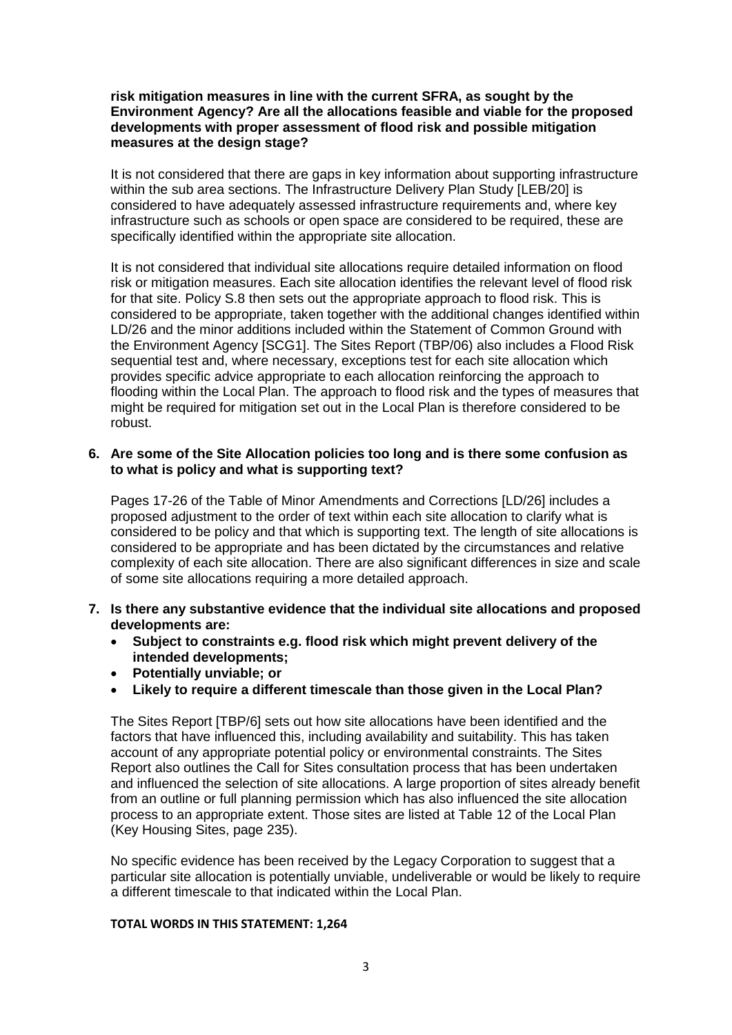**risk mitigation measures in line with the current SFRA, as sought by the Environment Agency? Are all the allocations feasible and viable for the proposed developments with proper assessment of flood risk and possible mitigation measures at the design stage?**

It is not considered that there are gaps in key information about supporting infrastructure within the sub area sections. The Infrastructure Delivery Plan Study [LEB/20] is considered to have adequately assessed infrastructure requirements and, where key infrastructure such as schools or open space are considered to be required, these are specifically identified within the appropriate site allocation.

It is not considered that individual site allocations require detailed information on flood risk or mitigation measures. Each site allocation identifies the relevant level of flood risk for that site. Policy S.8 then sets out the appropriate approach to flood risk. This is considered to be appropriate, taken together with the additional changes identified within LD/26 and the minor additions included within the Statement of Common Ground with the Environment Agency [SCG1]. The Sites Report (TBP/06) also includes a Flood Risk sequential test and, where necessary, exceptions test for each site allocation which provides specific advice appropriate to each allocation reinforcing the approach to flooding within the Local Plan. The approach to flood risk and the types of measures that might be required for mitigation set out in the Local Plan is therefore considered to be robust.

**6. Are some of the Site Allocation policies too long and is there some confusion as to what is policy and what is supporting text?**

Pages 17-26 of the Table of Minor Amendments and Corrections [LD/26] includes a proposed adjustment to the order of text within each site allocation to clarify what is considered to be policy and that which is supporting text. The length of site allocations is considered to be appropriate and has been dictated by the circumstances and relative complexity of each site allocation. There are also significant differences in size and scale of some site allocations requiring a more detailed approach.

**7. Is there any substantive evidence that the individual site allocations and proposed developments are:**

- **Subject to constraints e.g. flood risk which might prevent delivery of the intended developments;**
- **Potentially unviable; or**
- **Likely to require a different timescale than those given in the Local Plan?**

The Sites Report [TBP/6] sets out how site allocations have been identified and the factors that have influenced this, including availability and suitability. This has taken account of any appropriate potential policy or environmental constraints. The Sites Report also outlines the Call for Sites consultation process that has been undertaken and influenced the selection of site allocations. A large proportion of sites already benefit from an outline or full planning permission which has also influenced the site allocation process to an appropriate extent. Those sites are listed at Table 12 of the Local Plan (Key Housing Sites, page 235).

No specific evidence has been received by the Legacy Corporation to suggest that a particular site allocation is potentially unviable, undeliverable or would be likely to require a different timescale to that indicated within the Local Plan.

**TOTAL WORDS IN THIS STATEMENT: 1,264**